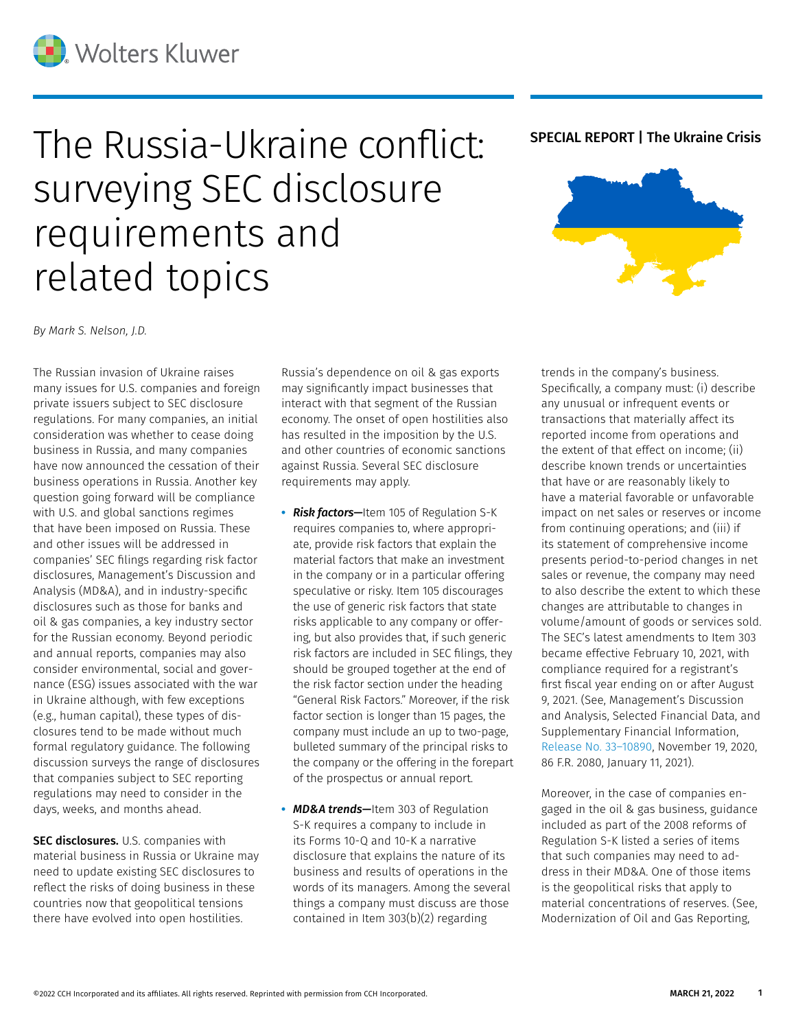# The Russia-Ukraine conflict: surveying SEC disclosure requirements and related topics

**SPECIAL REPORT | The Ukraine Crisis**

*By Mark S. Nelson, J.D.*

The Russian invasion of Ukraine raises many issues for U.S. companies and foreign private issuers subject to SEC disclosure regulations. For many companies, an initial consideration was whether to cease doing business in Russia, and many companies have now announced the cessation of their business operations in Russia. Another key question going forward will be compliance with U.S. and global sanctions regimes that have been imposed on Russia. These and other issues will be addressed in companies' SEC filings regarding risk factor disclosures, Management's Discussion and Analysis (MD&A), and in industry-specific disclosures such as those for banks and oil & gas companies, a key industry sector for the Russian economy. Beyond periodic and annual reports, companies may also consider environmental, social and governance (ESG) issues associated with the war in Ukraine although, with few exceptions (e.g., human capital), these types of disclosures tend to be made without much formal regulatory guidance. The following discussion surveys the range of disclosures that companies subject to SEC reporting regulations may need to consider in the days, weeks, and months ahead.

**SEC disclosures.** U.S. companies with material business in Russia or Ukraine may need to update existing SEC disclosures to reflect the risks of doing business in these countries now that geopolitical tensions there have evolved into open hostilities. Russia's dependence on oil & gas exports may significantly impact businesses that interact with that segment of the Russian economy. The onset of open hostilities also has resulted in the imposition by the U.S. and other countries of economic sanctions against Russia. Several SEC disclosure requirements may apply.

- ***Risk factors—***Item 105 of Regulation S-K requires companies to, where appropriate, provide risk factors that explain the material factors that make an investment in the company or in a particular offering speculative or risky. Item 105 discourages the use of generic risk factors that state risks applicable to any company or offering, but also provides that, if such generic risk factors are included in SEC filings, they should be grouped together at the end of the risk factor section under the heading "General Risk Factors." Moreover, if the risk factor section is longer than 15 pages, the company must include an up to two-page, bulleted summary of the principal risks to the company or the offering in the forepart of the prospectus or annual report.

- ***MD&A trends—***Item 303 of Regulation S-K requires a company to include in its Forms 10-Q and 10-K a narrative disclosure that explains the nature of its business and results of operations in the words of its managers. Among the several things a company must discuss are those contained in Item 303(b)(2) regarding trends in the company's business. Specifically, a company must: (i) describe any unusual or infrequent events or transactions that materially affect its reported income from operations and the extent of that effect on income; (ii) describe known trends or uncertainties that have or are reasonably likely to have a material favorable or unfavorable impact on net sales or reserves or income from continuing operations; and (iii) if its statement of comprehensive income presents period-to-period changes in net sales or revenue, the company may need to also describe the extent to which these changes are attributable to changes in volume/amount of goods or services sold. The SEC's latest amendments to Item 303 became effective February 10, 2021, with compliance required for a registrant's first fiscal year ending on or after August 9, 2021. (See, Management's Discussion and Analysis, Selected Financial Data, and Supplementary Financial Information, Release No. 33–10890, November 19, 2020, 86 F.R. 2080, January 11, 2021).

Moreover, in the case of companies engaged in the oil & gas business, guidance included as part of the 2008 reforms of Regulation S-K listed a series of items that such companies may need to address in their MD&A. One of those items is the geopolitical risks that apply to material concentrations of reserves. (See, Modernization of Oil and Gas Reporting,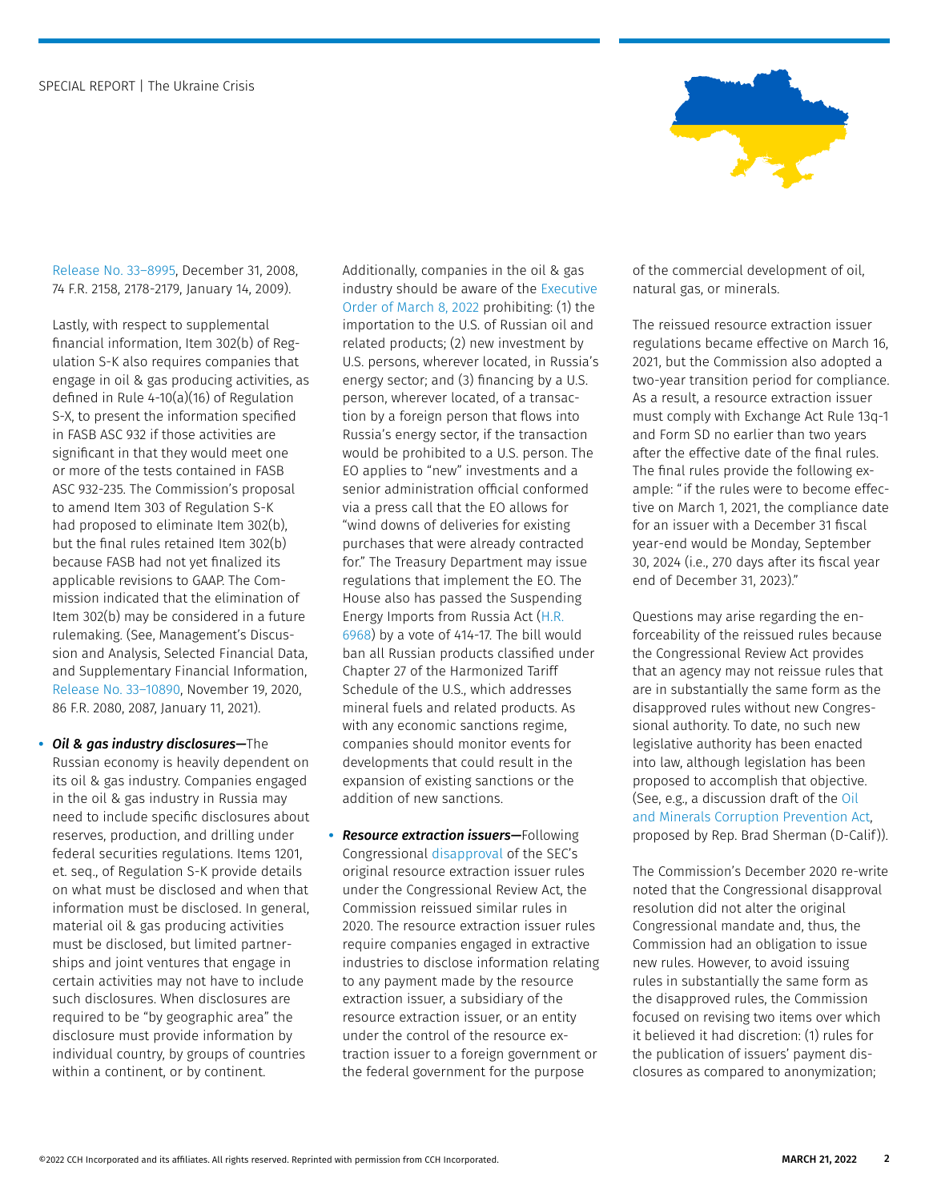Release No. 33–8995, December 31, 2008, 74 F.R. 2158, 2178-2179, January 14, 2009).

Lastly, with respect to supplemental financial information, Item 302(b) of Regulation S-K also requires companies that engage in oil & gas producing activities, as defined in Rule 4-10(a)(16) of Regulation S-X, to present the information specified in FASB ASC 932 if those activities are significant in that they would meet one or more of the tests contained in FASB ASC 932-235. The Commission's proposal to amend Item 303 of Regulation S-K had proposed to eliminate Item 302(b), but the final rules retained Item 302(b) because FASB had not yet finalized its applicable revisions to GAAP. The Commission indicated that the elimination of Item 302(b) may be considered in a future rulemaking. (See, Management's Discussion and Analysis, Selected Financial Data, and Supplementary Financial Information, Release No. 33–10890, November 19, 2020, 86 F.R. 2080, 2087, January 11, 2021).

- ***Oil & gas industry disclosures—***The Russian economy is heavily dependent on its oil & gas industry. Companies engaged in the oil & gas industry in Russia may need to include specific disclosures about reserves, production, and drilling under federal securities regulations. Items 1201, et. seq., of Regulation S-K provide details on what must be disclosed and when that information must be disclosed. In general, material oil & gas producing activities must be disclosed, but limited partnerships and joint ventures that engage in certain activities may not have to include such disclosures. When disclosures are required to be "by geographic area" the disclosure must provide information by individual country, by groups of countries within a continent, or by continent.

  Additionally, companies in the oil & gas industry should be aware of the Executive Order of March 8, 2022 prohibiting: (1) the importation to the U.S. of Russian oil and related products; (2) new investment by U.S. persons, wherever located, in Russia's energy sector; and (3) financing by a U.S. person, wherever located, of a transaction by a foreign person that flows into Russia's energy sector, if the transaction would be prohibited to a U.S. person. The EO applies to "new" investments and a senior administration official conformed via a press call that the EO allows for "wind downs of deliveries for existing purchases that were already contracted for." The Treasury Department may issue regulations that implement the EO. The House also has passed the Suspending Energy Imports from Russia Act (H.R. 6968) by a vote of 414-17. The bill would ban all Russian products classified under Chapter 27 of the Harmonized Tariff Schedule of the U.S., which addresses mineral fuels and related products. As with any economic sanctions regime, companies should monitor events for developments that could result in the expansion of existing sanctions or the addition of new sanctions.

- ***Resource extraction issuers—***Following Congressional disapproval of the SEC's original resource extraction issuer rules under the Congressional Review Act, the Commission reissued similar rules in 2020. The resource extraction issuer rules require companies engaged in extractive industries to disclose information relating to any payment made by the resource extraction issuer, a subsidiary of the resource extraction issuer, or an entity under the control of the resource extraction issuer to a foreign government or the federal government for the purpose of the commercial development of oil, natural gas, or minerals.

  The reissued resource extraction issuer regulations became effective on March 16, 2021, but the Commission also adopted a two-year transition period for compliance. As a result, a resource extraction issuer must comply with Exchange Act Rule 13q-1 and Form SD no earlier than two years after the effective date of the final rules. The final rules provide the following example: "if the rules were to become effective on March 1, 2021, the compliance date for an issuer with a December 31 fiscal year-end would be Monday, September 30, 2024 (i.e., 270 days after its fiscal year end of December 31, 2023)."

  Questions may arise regarding the enforceability of the reissued rules because the Congressional Review Act provides that an agency may not reissue rules that are in substantially the same form as the disapproved rules without new Congressional authority. To date, no such new legislative authority has been enacted into law, although legislation has been proposed to accomplish that objective. (See, e.g., a discussion draft of the Oil and Minerals Corruption Prevention Act, proposed by Rep. Brad Sherman (D-Calif)).

  The Commission's December 2020 re-write noted that the Congressional disapproval resolution did not alter the original Congressional mandate and, thus, the Commission had an obligation to issue new rules. However, to avoid issuing rules in substantially the same form as the disapproved rules, the Commission focused on revising two items over which it believed it had discretion: (1) rules for the publication of issuers' payment disclosures as compared to anonymization;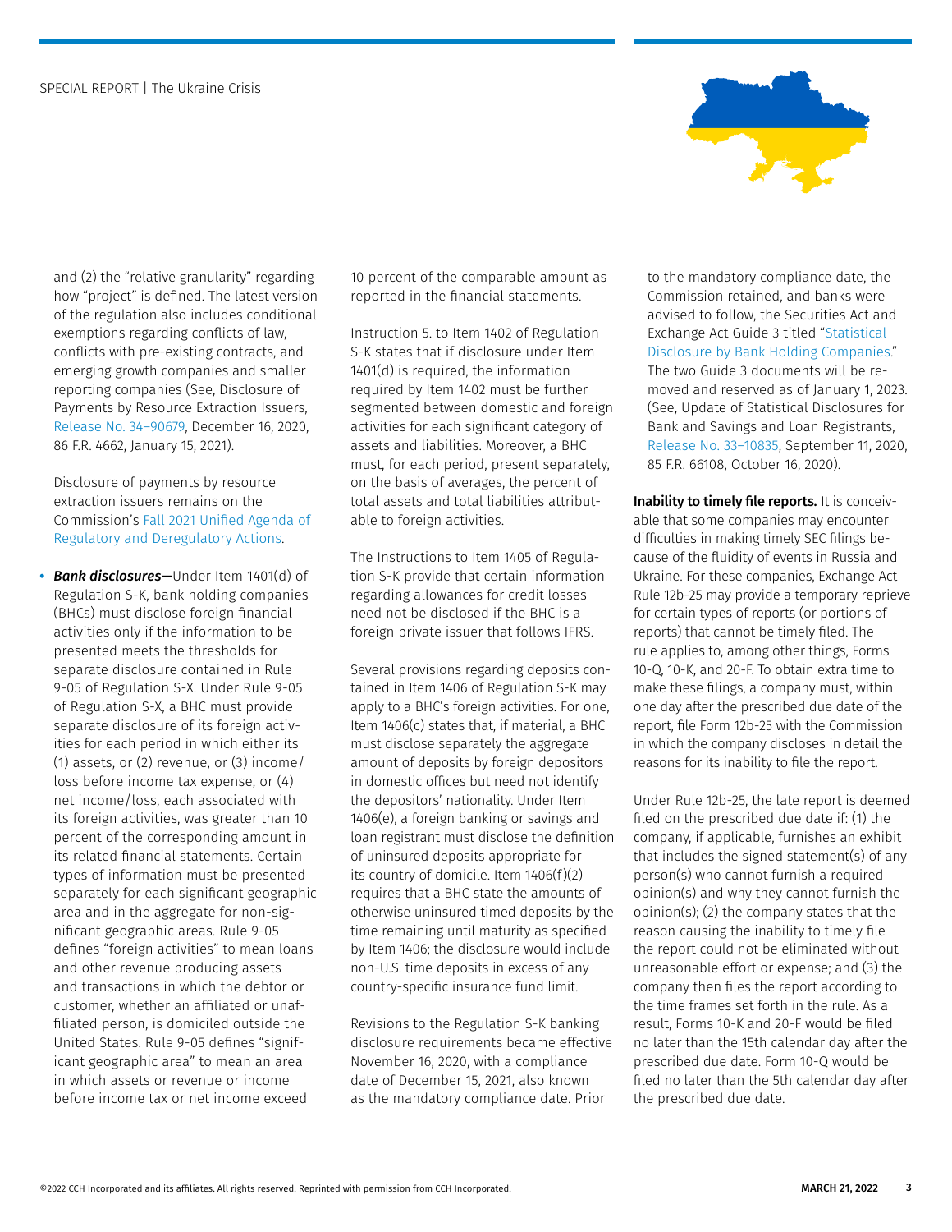and (2) the "relative granularity" regarding how "project" is defined. The latest version of the regulation also includes conditional exemptions regarding conflicts of law, conflicts with pre-existing contracts, and emerging growth companies and smaller reporting companies (See, Disclosure of Payments by Resource Extraction Issuers, Release No. 34–90679, December 16, 2020, 86 F.R. 4662, January 15, 2021).

Disclosure of payments by resource extraction issuers remains on the Commission's Fall 2021 Unified Agenda of Regulatory and Deregulatory Actions.

- ***Bank disclosures—***Under Item 1401(d) of Regulation S-K, bank holding companies (BHCs) must disclose foreign financial activities only if the information to be presented meets the thresholds for separate disclosure contained in Rule 9-05 of Regulation S-X. Under Rule 9-05 of Regulation S-X, a BHC must provide separate disclosure of its foreign activities for each period in which either its (1) assets, or (2) revenue, or (3) income/loss before income tax expense, or (4) net income/loss, each associated with its foreign activities, was greater than 10 percent of the corresponding amount in its related financial statements. Certain types of information must be presented separately for each significant geographic area and in the aggregate for non-significant geographic areas. Rule 9-05 defines "foreign activities" to mean loans and other revenue producing assets and transactions in which the debtor or customer, whether an affiliated or unaffiliated person, is domiciled outside the United States. Rule 9-05 defines "significant geographic area" to mean an area in which assets or revenue or income before income tax or net income exceed 10 percent of the comparable amount as reported in the financial statements.

  Instruction 5. to Item 1402 of Regulation S-K states that if disclosure under Item 1401(d) is required, the information required by Item 1402 must be further segmented between domestic and foreign activities for each significant category of assets and liabilities. Moreover, a BHC must, for each period, present separately, on the basis of averages, the percent of total assets and total liabilities attributable to foreign activities.

  The Instructions to Item 1405 of Regulation S-K provide that certain information regarding allowances for credit losses need not be disclosed if the BHC is a foreign private issuer that follows IFRS.

  Several provisions regarding deposits contained in Item 1406 of Regulation S-K may apply to a BHC's foreign activities. For one, Item 1406(c) states that, if material, a BHC must disclose separately the aggregate amount of deposits by foreign depositors in domestic offices but need not identify the depositors' nationality. Under Item 1406(e), a foreign banking or savings and loan registrant must disclose the definition of uninsured deposits appropriate for its country of domicile. Item 1406(f)(2) requires that a BHC state the amounts of otherwise uninsured timed deposits by the time remaining until maturity as specified by Item 1406; the disclosure would include non-U.S. time deposits in excess of any country-specific insurance fund limit.

  Revisions to the Regulation S-K banking disclosure requirements became effective November 16, 2020, with a compliance date of December 15, 2021, also known as the mandatory compliance date. Prior to the mandatory compliance date, the Commission retained, and banks were advised to follow, the Securities Act and Exchange Act Guide 3 titled "Statistical Disclosure by Bank Holding Companies." The two Guide 3 documents will be removed and reserved as of January 1, 2023. (See, Update of Statistical Disclosures for Bank and Savings and Loan Registrants, Release No. 33–10835, September 11, 2020, 85 F.R. 66108, October 16, 2020).

**Inability to timely file reports.** It is conceivable that some companies may encounter difficulties in making timely SEC filings because of the fluidity of events in Russia and Ukraine. For these companies, Exchange Act Rule 12b-25 may provide a temporary reprieve for certain types of reports (or portions of reports) that cannot be timely filed. The rule applies to, among other things, Forms 10-Q, 10-K, and 20-F. To obtain extra time to make these filings, a company must, within one day after the prescribed due date of the report, file Form 12b-25 with the Commission in which the company discloses in detail the reasons for its inability to file the report.

Under Rule 12b-25, the late report is deemed filed on the prescribed due date if: (1) the company, if applicable, furnishes an exhibit that includes the signed statement(s) of any person(s) who cannot furnish a required opinion(s) and why they cannot furnish the opinion(s); (2) the company states that the reason causing the inability to timely file the report could not be eliminated without unreasonable effort or expense; and (3) the company then files the report according to the time frames set forth in the rule. As a result, Forms 10-K and 20-F would be filed no later than the 15th calendar day after the prescribed due date. Form 10-Q would be filed no later than the 5th calendar day after the prescribed due date.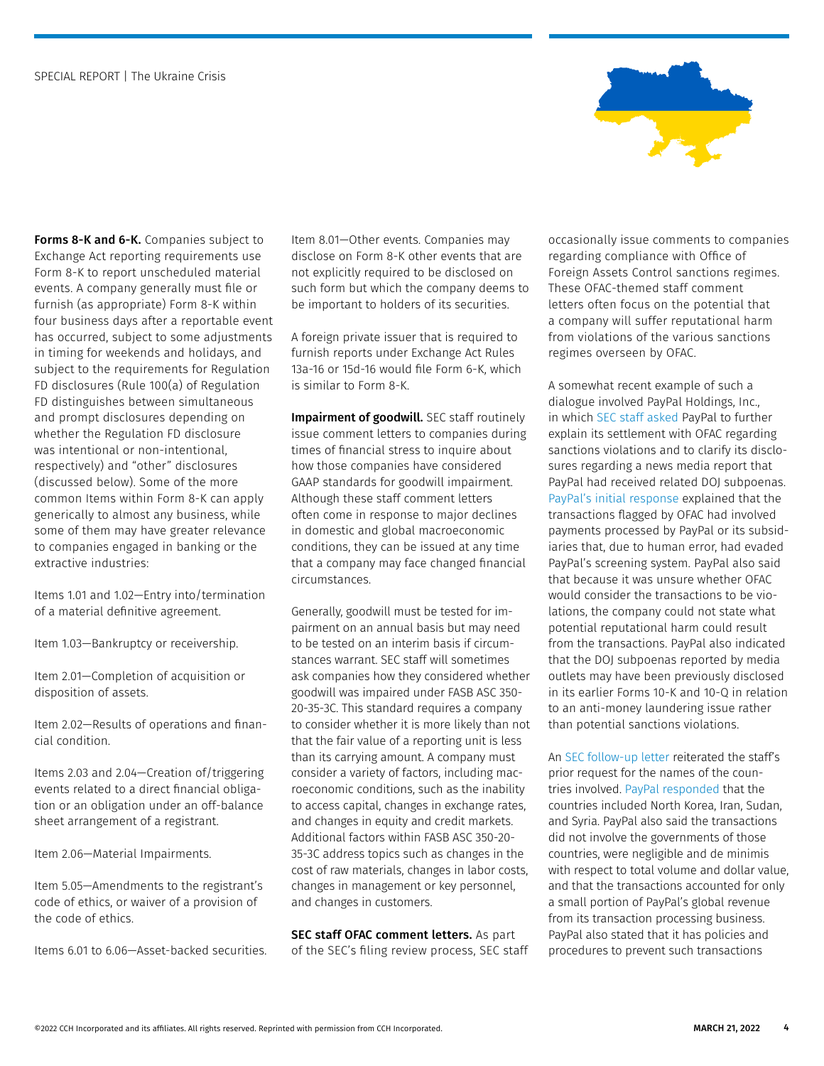**Forms 8-K and 6-K.** Companies subject to Exchange Act reporting requirements use Form 8-K to report unscheduled material events. A company generally must file or furnish (as appropriate) Form 8-K within four business days after a reportable event has occurred, subject to some adjustments in timing for weekends and holidays, and subject to the requirements for Regulation FD disclosures (Rule 100(a) of Regulation FD distinguishes between simultaneous and prompt disclosures depending on whether the Regulation FD disclosure was intentional or non-intentional, respectively) and "other" disclosures (discussed below). Some of the more common Items within Form 8-K can apply generically to almost any business, while some of them may have greater relevance to companies engaged in banking or the extractive industries:

Items 1.01 and 1.02—Entry into/termination of a material definitive agreement.

Item 1.03—Bankruptcy or receivership.

Item 2.01—Completion of acquisition or disposition of assets.

Item 2.02—Results of operations and financial condition.

Items 2.03 and 2.04—Creation of/triggering events related to a direct financial obligation or an obligation under an off-balance sheet arrangement of a registrant.

Item 2.06—Material Impairments.

Item 5.05—Amendments to the registrant's code of ethics, or waiver of a provision of the code of ethics.

Items 6.01 to 6.06—Asset-backed securities.

Item 8.01—Other events. Companies may disclose on Form 8-K other events that are not explicitly required to be disclosed on such form but which the company deems to be important to holders of its securities.

A foreign private issuer that is required to furnish reports under Exchange Act Rules 13a-16 or 15d-16 would file Form 6-K, which is similar to Form 8-K.

**Impairment of goodwill.** SEC staff routinely issue comment letters to companies during times of financial stress to inquire about how those companies have considered GAAP standards for goodwill impairment. Although these staff comment letters often come in response to major declines in domestic and global macroeconomic conditions, they can be issued at any time that a company may face changed financial circumstances.

Generally, goodwill must be tested for impairment on an annual basis but may need to be tested on an interim basis if circumstances warrant. SEC staff will sometimes ask companies how they considered whether goodwill was impaired under FASB ASC 350-20-35-3C. This standard requires a company to consider whether it is more likely than not that the fair value of a reporting unit is less than its carrying amount. A company must consider a variety of factors, including macroeconomic conditions, such as the inability to access capital, changes in exchange rates, and changes in equity and credit markets. Additional factors within FASB ASC 350-20-35-3C address topics such as changes in the cost of raw materials, changes in labor costs, changes in management or key personnel, and changes in customers.

**SEC staff OFAC comment letters.** As part of the SEC's filing review process, SEC staff occasionally issue comments to companies regarding compliance with Office of Foreign Assets Control sanctions regimes. These OFAC-themed staff comment letters often focus on the potential that a company will suffer reputational harm from violations of the various sanctions regimes overseen by OFAC.

A somewhat recent example of such a dialogue involved PayPal Holdings, Inc., in which SEC staff asked PayPal to further explain its settlement with OFAC regarding sanctions violations and to clarify its disclosures regarding a news media report that PayPal had received related DOJ subpoenas. PayPal's initial response explained that the transactions flagged by OFAC had involved payments processed by PayPal or its subsidiaries that, due to human error, had evaded PayPal's screening system. PayPal also said that because it was unsure whether OFAC would consider the transactions to be violations, the company could not state what potential reputational harm could result from the transactions. PayPal also indicated that the DOJ subpoenas reported by media outlets may have been previously disclosed in its earlier Forms 10-K and 10-Q in relation to an anti-money laundering issue rather than potential sanctions violations.

An SEC follow-up letter reiterated the staff's prior request for the names of the countries involved. PayPal responded that the countries included North Korea, Iran, Sudan, and Syria. PayPal also said the transactions did not involve the governments of those countries, were negligible and de minimis with respect to total volume and dollar value, and that the transactions accounted for only a small portion of PayPal's global revenue from its transaction processing business. PayPal also stated that it has policies and procedures to prevent such transactions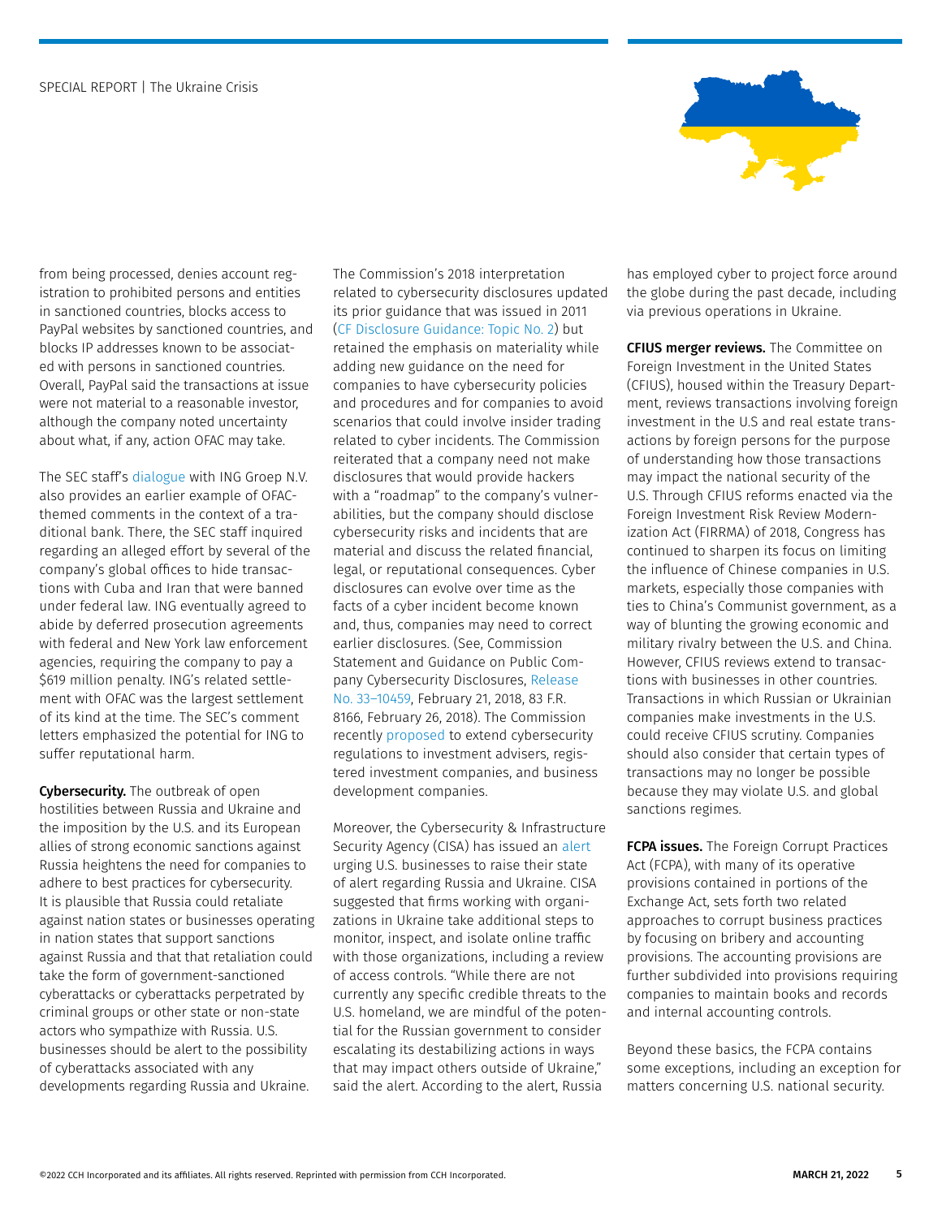from being processed, denies account registration to prohibited persons and entities in sanctioned countries, blocks access to PayPal websites by sanctioned countries, and blocks IP addresses known to be associated with persons in sanctioned countries. Overall, PayPal said the transactions at issue were not material to a reasonable investor, although the company noted uncertainty about what, if any, action OFAC may take.

The SEC staff's dialogue with ING Groep N.V. also provides an earlier example of OFAC-themed comments in the context of a traditional bank. There, the SEC staff inquired regarding an alleged effort by several of the company's global offices to hide transactions with Cuba and Iran that were banned under federal law. ING eventually agreed to abide by deferred prosecution agreements with federal and New York law enforcement agencies, requiring the company to pay a $619 million penalty. ING's related settlement with OFAC was the largest settlement of its kind at the time. The SEC's comment letters emphasized the potential for ING to suffer reputational harm.

**Cybersecurity.** The outbreak of open hostilities between Russia and Ukraine and the imposition by the U.S. and its European allies of strong economic sanctions against Russia heightens the need for companies to adhere to best practices for cybersecurity. It is plausible that Russia could retaliate against nation states or businesses operating in nation states that support sanctions against Russia and that that retaliation could take the form of government-sanctioned cyberattacks or cyberattacks perpetrated by criminal groups or other state or non-state actors who sympathize with Russia. U.S. businesses should be alert to the possibility of cyberattacks associated with any developments regarding Russia and Ukraine.

The Commission's 2018 interpretation related to cybersecurity disclosures updated its prior guidance that was issued in 2011 (CF Disclosure Guidance: Topic No. 2) but retained the emphasis on materiality while adding new guidance on the need for companies to have cybersecurity policies and procedures and for companies to avoid scenarios that could involve insider trading related to cyber incidents. The Commission reiterated that a company need not make disclosures that would provide hackers with a "roadmap" to the company's vulnerabilities, but the company should disclose cybersecurity risks and incidents that are material and discuss the related financial, legal, or reputational consequences. Cyber disclosures can evolve over time as the facts of a cyber incident become known and, thus, companies may need to correct earlier disclosures. (See, Commission Statement and Guidance on Public Company Cybersecurity Disclosures, Release No. 33–10459, February 21, 2018, 83 F.R. 8166, February 26, 2018). The Commission recently proposed to extend cybersecurity regulations to investment advisers, registered investment companies, and business development companies.

Moreover, the Cybersecurity & Infrastructure Security Agency (CISA) has issued an alert urging U.S. businesses to raise their state of alert regarding Russia and Ukraine. CISA suggested that firms working with organizations in Ukraine take additional steps to monitor, inspect, and isolate online traffic with those organizations, including a review of access controls. "While there are not currently any specific credible threats to the U.S. homeland, we are mindful of the potential for the Russian government to consider escalating its destabilizing actions in ways that may impact others outside of Ukraine," said the alert. According to the alert, Russia has employed cyber to project force around the globe during the past decade, including via previous operations in Ukraine.

**CFIUS merger reviews.** The Committee on Foreign Investment in the United States (CFIUS), housed within the Treasury Department, reviews transactions involving foreign investment in the U.S and real estate transactions by foreign persons for the purpose of understanding how those transactions may impact the national security of the U.S. Through CFIUS reforms enacted via the Foreign Investment Risk Review Modernization Act (FIRRMA) of 2018, Congress has continued to sharpen its focus on limiting the influence of Chinese companies in U.S. markets, especially those companies with ties to China's Communist government, as a way of blunting the growing economic and military rivalry between the U.S. and China. However, CFIUS reviews extend to transactions with businesses in other countries. Transactions in which Russian or Ukrainian companies make investments in the U.S. could receive CFIUS scrutiny. Companies should also consider that certain types of transactions may no longer be possible because they may violate U.S. and global sanctions regimes.

**FCPA issues.** The Foreign Corrupt Practices Act (FCPA), with many of its operative provisions contained in portions of the Exchange Act, sets forth two related approaches to corrupt business practices by focusing on bribery and accounting provisions. The accounting provisions are further subdivided into provisions requiring companies to maintain books and records and internal accounting controls.

Beyond these basics, the FCPA contains some exceptions, including an exception for matters concerning U.S. national security.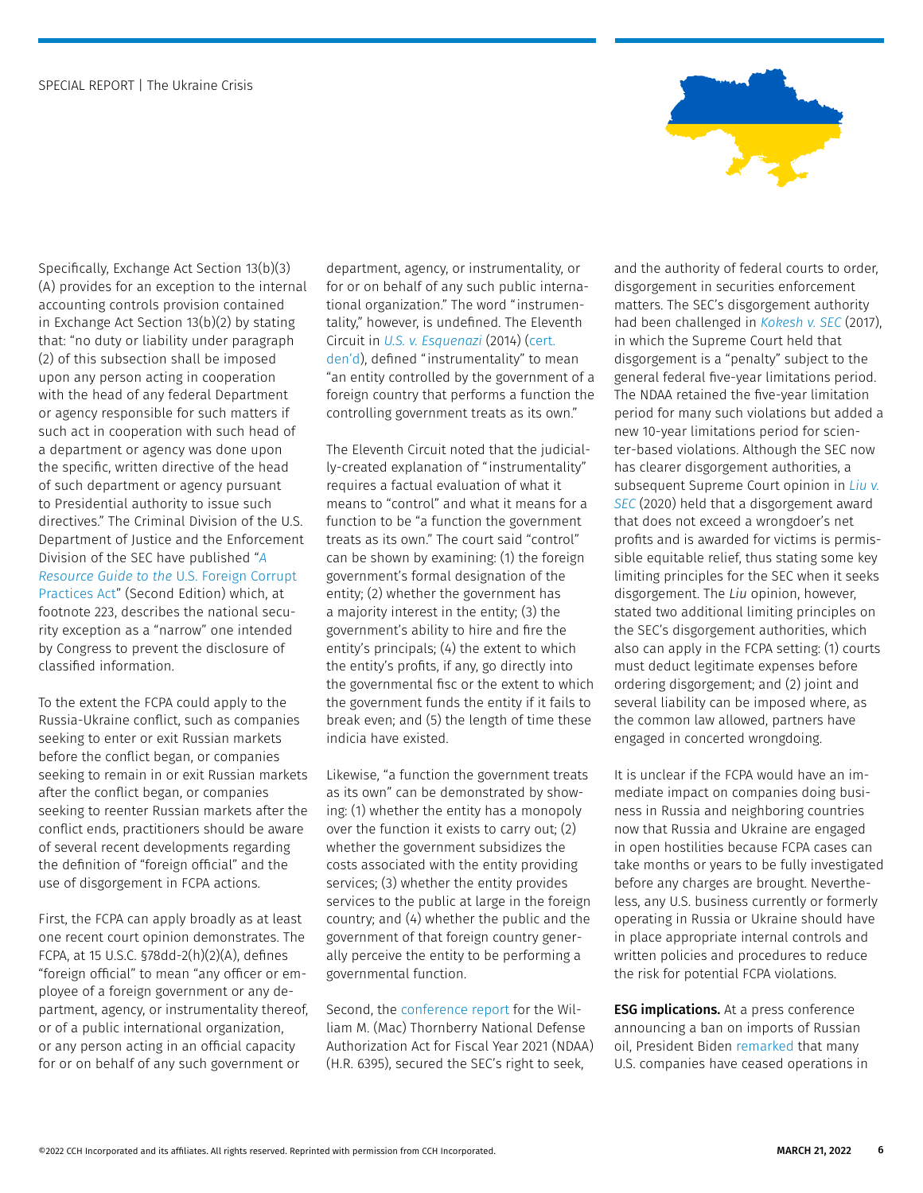Specifically, Exchange Act Section 13(b)(3)(A) provides for an exception to the internal accounting controls provision contained in Exchange Act Section 13(b)(2) by stating that: "no duty or liability under paragraph (2) of this subsection shall be imposed upon any person acting in cooperation with the head of any federal Department or agency responsible for such matters if such act in cooperation with such head of a department or agency was done upon the specific, written directive of the head of such department or agency pursuant to Presidential authority to issue such directives." The Criminal Division of the U.S. Department of Justice and the Enforcement Division of the SEC have published "*A Resource Guide to the* U.S. Foreign Corrupt Practices Act" (Second Edition) which, at footnote 223, describes the national security exception as a "narrow" one intended by Congress to prevent the disclosure of classified information.

To the extent the FCPA could apply to the Russia-Ukraine conflict, such as companies seeking to enter or exit Russian markets before the conflict began, or companies seeking to remain in or exit Russian markets after the conflict began, or companies seeking to reenter Russian markets after the conflict ends, practitioners should be aware of several recent developments regarding the definition of "foreign official" and the use of disgorgement in FCPA actions.

First, the FCPA can apply broadly as at least one recent court opinion demonstrates. The FCPA, at 15 U.S.C. §78dd-2(h)(2)(A), defines "foreign official" to mean "any officer or employee of a foreign government or any department, agency, or instrumentality thereof, or of a public international organization, or any person acting in an official capacity for or on behalf of any such government or department, agency, or instrumentality, or for or on behalf of any such public international organization." The word "instrumentality," however, is undefined. The Eleventh Circuit in *U.S. v. Esquenazi* (2014) (cert. den'd), defined "instrumentality" to mean "an entity controlled by the government of a foreign country that performs a function the controlling government treats as its own."

The Eleventh Circuit noted that the judicially-created explanation of "instrumentality" requires a factual evaluation of what it means to "control" and what it means for a function to be "a function the government treats as its own." The court said "control" can be shown by examining: (1) the foreign government's formal designation of the entity; (2) whether the government has a majority interest in the entity; (3) the government's ability to hire and fire the entity's principals; (4) the extent to which the entity's profits, if any, go directly into the governmental fisc or the extent to which the government funds the entity if it fails to break even; and (5) the length of time these indicia have existed.

Likewise, "a function the government treats as its own" can be demonstrated by showing: (1) whether the entity has a monopoly over the function it exists to carry out; (2) whether the government subsidizes the costs associated with the entity providing services; (3) whether the entity provides services to the public at large in the foreign country; and (4) whether the public and the government of that foreign country generally perceive the entity to be performing a governmental function.

Second, the conference report for the William M. (Mac) Thornberry National Defense Authorization Act for Fiscal Year 2021 (NDAA) (H.R. 6395), secured the SEC's right to seek, and the authority of federal courts to order, disgorgement in securities enforcement matters. The SEC's disgorgement authority had been challenged in *Kokesh v. SEC* (2017), in which the Supreme Court held that disgorgement is a "penalty" subject to the general federal five-year limitations period. The NDAA retained the five-year limitation period for many such violations but added a new 10-year limitations period for scienter-based violations. Although the SEC now has clearer disgorgement authorities, a subsequent Supreme Court opinion in *Liu v. SEC* (2020) held that a disgorgement award that does not exceed a wrongdoer's net profits and is awarded for victims is permissible equitable relief, thus stating some key limiting principles for the SEC when it seeks disgorgement. The *Liu* opinion, however, stated two additional limiting principles on the SEC's disgorgement authorities, which also can apply in the FCPA setting: (1) courts must deduct legitimate expenses before ordering disgorgement; and (2) joint and several liability can be imposed where, as the common law allowed, partners have engaged in concerted wrongdoing.

It is unclear if the FCPA would have an immediate impact on companies doing business in Russia and neighboring countries now that Russia and Ukraine are engaged in open hostilities because FCPA cases can take months or years to be fully investigated before any charges are brought. Nevertheless, any U.S. business currently or formerly operating in Russia or Ukraine should have in place appropriate internal controls and written policies and procedures to reduce the risk for potential FCPA violations.

**ESG implications.** At a press conference announcing a ban on imports of Russian oil, President Biden remarked that many U.S. companies have ceased operations in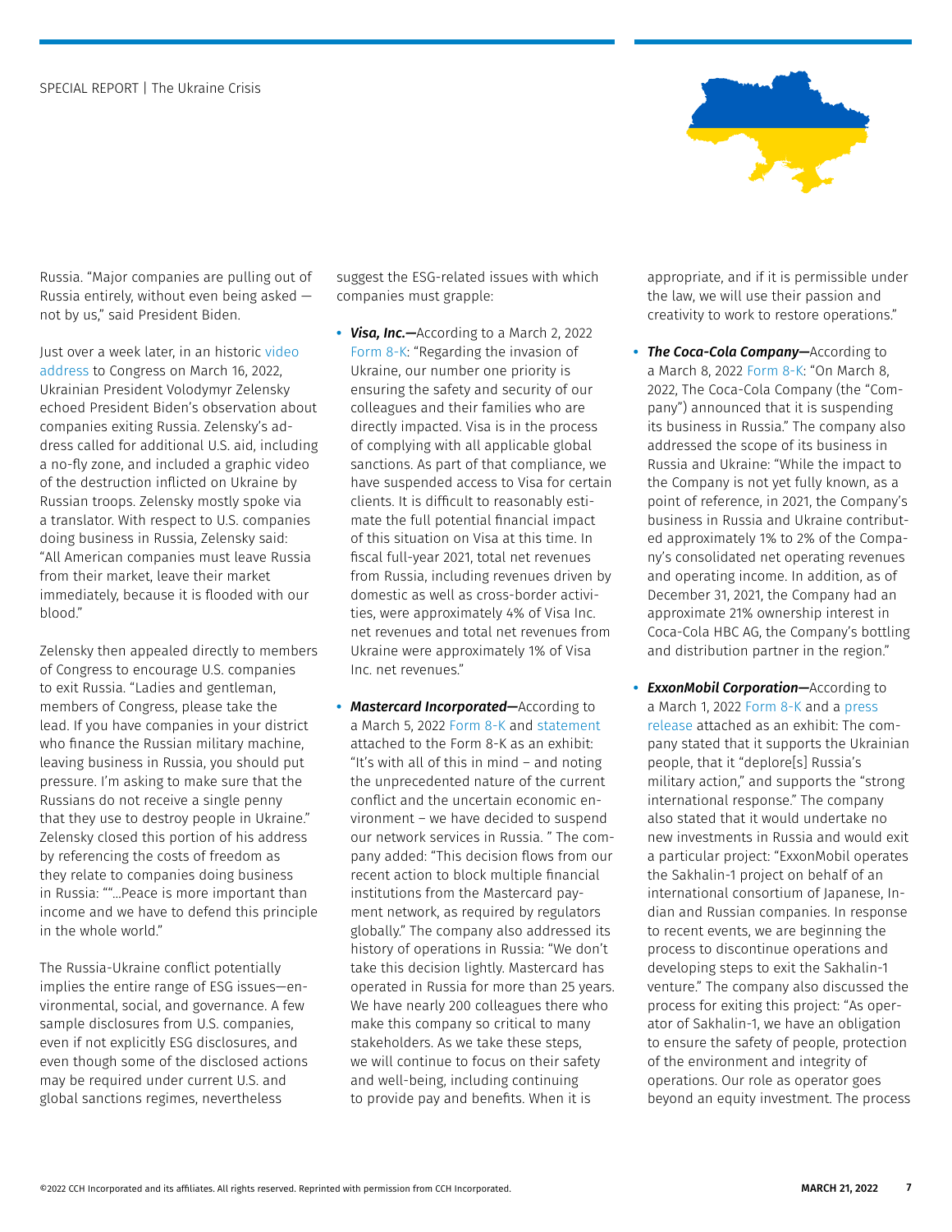Russia. "Major companies are pulling out of Russia entirely, without even being asked — not by us," said President Biden.

Just over a week later, in an historic video address to Congress on March 16, 2022, Ukrainian President Volodymyr Zelensky echoed President Biden's observation about companies exiting Russia. Zelensky's address called for additional U.S. aid, including a no-fly zone, and included a graphic video of the destruction inflicted on Ukraine by Russian troops. Zelensky mostly spoke via a translator. With respect to U.S. companies doing business in Russia, Zelensky said: "All American companies must leave Russia from their market, leave their market immediately, because it is flooded with our blood."

Zelensky then appealed directly to members of Congress to encourage U.S. companies to exit Russia. "Ladies and gentleman, members of Congress, please take the lead. If you have companies in your district who finance the Russian military machine, leaving business in Russia, you should put pressure. I'm asking to make sure that the Russians do not receive a single penny that they use to destroy people in Ukraine." Zelensky closed this portion of his address by referencing the costs of freedom as they relate to companies doing business in Russia: ""…Peace is more important than income and we have to defend this principle in the whole world."

The Russia-Ukraine conflict potentially implies the entire range of ESG issues—environmental, social, and governance. A few sample disclosures from U.S. companies, even if not explicitly ESG disclosures, and even though some of the disclosed actions may be required under current U.S. and global sanctions regimes, nevertheless suggest the ESG-related issues with which companies must grapple:

- ***Visa, Inc.—***According to a March 2, 2022 Form 8-K: "Regarding the invasion of Ukraine, our number one priority is ensuring the safety and security of our colleagues and their families who are directly impacted. Visa is in the process of complying with all applicable global sanctions. As part of that compliance, we have suspended access to Visa for certain clients. It is difficult to reasonably estimate the full potential financial impact of this situation on Visa at this time. In fiscal full-year 2021, total net revenues from Russia, including revenues driven by domestic as well as cross-border activities, were approximately 4% of Visa Inc. net revenues and total net revenues from Ukraine were approximately 1% of Visa Inc. net revenues."

- ***Mastercard Incorporated—***According to a March 5, 2022 Form 8-K and statement attached to the Form 8-K as an exhibit: "It's with all of this in mind – and noting the unprecedented nature of the current conflict and the uncertain economic environment – we have decided to suspend our network services in Russia. " The company added: "This decision flows from our recent action to block multiple financial institutions from the Mastercard payment network, as required by regulators globally." The company also addressed its history of operations in Russia: "We don't take this decision lightly. Mastercard has operated in Russia for more than 25 years. We have nearly 200 colleagues there who make this company so critical to many stakeholders. As we take these steps, we will continue to focus on their safety and well-being, including continuing to provide pay and benefits. When it is appropriate, and if it is permissible under the law, we will use their passion and creativity to work to restore operations."

- ***The Coca-Cola Company—***According to a March 8, 2022 Form 8-K: "On March 8, 2022, The Coca-Cola Company (the "Company") announced that it is suspending its business in Russia." The company also addressed the scope of its business in Russia and Ukraine: "While the impact to the Company is not yet fully known, as a point of reference, in 2021, the Company's business in Russia and Ukraine contributed approximately 1% to 2% of the Company's consolidated net operating revenues and operating income. In addition, as of December 31, 2021, the Company had an approximate 21% ownership interest in Coca-Cola HBC AG, the Company's bottling and distribution partner in the region."

- ***ExxonMobil Corporation—***According to a March 1, 2022 Form 8-K and a press release attached as an exhibit: The company stated that it supports the Ukrainian people, that it "deplore[s] Russia's military action," and supports the "strong international response." The company also stated that it would undertake no new investments in Russia and would exit a particular project: "ExxonMobil operates the Sakhalin-1 project on behalf of an international consortium of Japanese, Indian and Russian companies. In response to recent events, we are beginning the process to discontinue operations and developing steps to exit the Sakhalin-1 venture." The company also discussed the process for exiting this project: "As operator of Sakhalin-1, we have an obligation to ensure the safety of people, protection of the environment and integrity of operations. Our role as operator goes beyond an equity investment. The process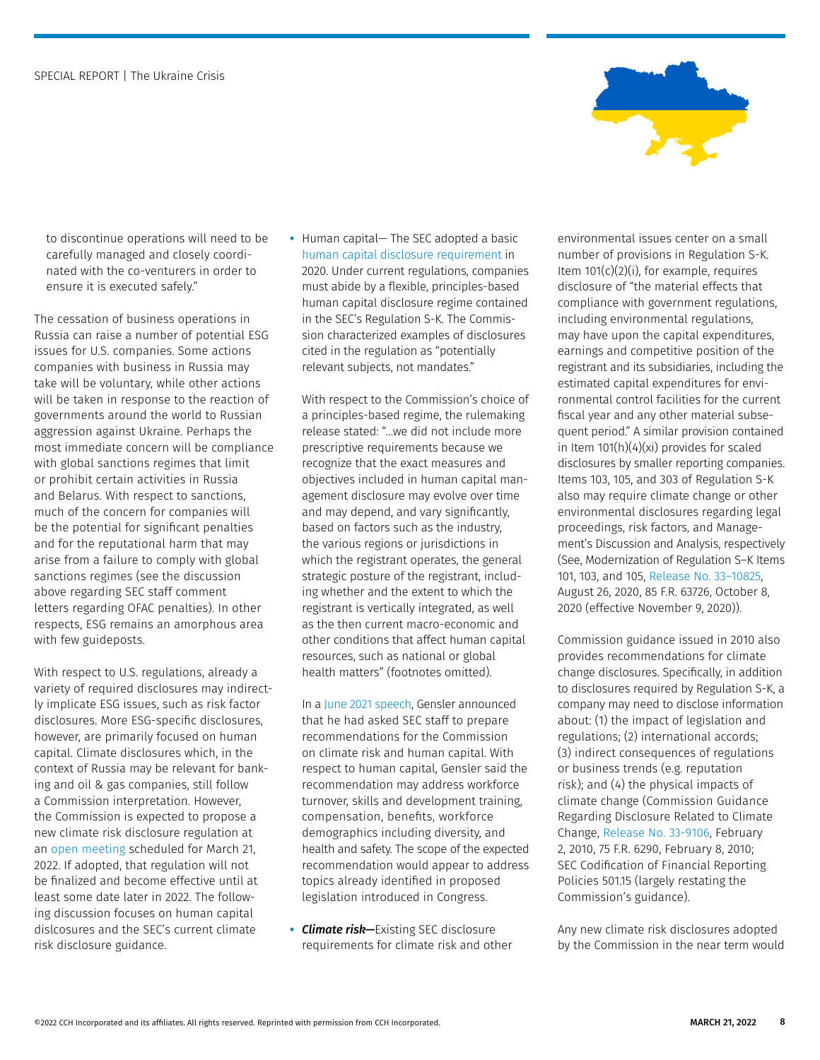to discontinue operations will need to be carefully managed and closely coordinated with the co-venturers in order to ensure it is executed safely."

The cessation of business operations in Russia can raise a number of potential ESG issues for U.S. companies. Some actions companies with business in Russia may take will be voluntary, while other actions will be taken in response to the reaction of governments around the world to Russian aggression against Ukraine. Perhaps the most immediate concern will be compliance with global sanctions regimes that limit or prohibit certain activities in Russia and Belarus. With respect to sanctions, much of the concern for companies will be the potential for significant penalties and for the reputational harm that may arise from a failure to comply with global sanctions regimes (see the discussion above regarding SEC staff comment letters regarding OFAC penalties). In other respects, ESG remains an amorphous area with few guideposts.

With respect to U.S. regulations, already a variety of required disclosures may indirectly implicate ESG issues, such as risk factor disclosures. More ESG-specific disclosures, however, are primarily focused on human capital. Climate disclosures which, in the context of Russia may be relevant for banking and oil & gas companies, still follow a Commission interpretation. However, the Commission is expected to propose a new climate risk disclosure regulation at an open meeting scheduled for March 21, 2022. If adopted, that regulation will not be finalized and become effective until at least some date later in 2022. The following discussion focuses on human capital dislcosures and the SEC's current climate risk disclosure guidance.

- Human capital— The SEC adopted a basic human capital disclosure requirement in 2020. Under current regulations, companies must abide by a flexible, principles-based human capital disclosure regime contained in the SEC's Regulation S-K. The Commission characterized examples of disclosures cited in the regulation as "potentially relevant subjects, not mandates."

  With respect to the Commission's choice of a principles-based regime, the rulemaking release stated: "…we did not include more prescriptive requirements because we recognize that the exact measures and objectives included in human capital management disclosure may evolve over time and may depend, and vary significantly, based on factors such as the industry, the various regions or jurisdictions in which the registrant operates, the general strategic posture of the registrant, including whether and the extent to which the registrant is vertically integrated, as well as the then current macro-economic and other conditions that affect human capital resources, such as national or global health matters" (footnotes omitted).

  In a June 2021 speech, Gensler announced that he had asked SEC staff to prepare recommendations for the Commission on climate risk and human capital. With respect to human capital, Gensler said the recommendation may address workforce turnover, skills and development training, compensation, benefits, workforce demographics including diversity, and health and safety. The scope of the expected recommendation would appear to address topics already identified in proposed legislation introduced in Congress.

- ***Climate risk—***Existing SEC disclosure requirements for climate risk and other environmental issues center on a small number of provisions in Regulation S-K. Item 101(c)(2)(i), for example, requires disclosure of "the material effects that compliance with government regulations, including environmental regulations, may have upon the capital expenditures, earnings and competitive position of the registrant and its subsidiaries, including the estimated capital expenditures for environmental control facilities for the current fiscal year and any other material subsequent period." A similar provision contained in Item 101(h)(4)(xi) provides for scaled disclosures by smaller reporting companies. Items 103, 105, and 303 of Regulation S-K also may require climate change or other environmental disclosures regarding legal proceedings, risk factors, and Management's Discussion and Analysis, respectively (See, Modernization of Regulation S–K Items 101, 103, and 105, Release No. 33–10825, August 26, 2020, 85 F.R. 63726, October 8, 2020 (effective November 9, 2020)).

  Commission guidance issued in 2010 also provides recommendations for climate change disclosures. Specifically, in addition to disclosures required by Regulation S-K, a company may need to disclose information about: (1) the impact of legislation and regulations; (2) international accords; (3) indirect consequences of regulations or business trends (e.g. reputation risk); and (4) the physical impacts of climate change (Commission Guidance Regarding Disclosure Related to Climate Change, Release No. 33-9106, February 2, 2010, 75 F.R. 6290, February 8, 2010; SEC Codification of Financial Reporting Policies 501.15 (largely restating the Commission's guidance).

  Any new climate risk disclosures adopted by the Commission in the near term would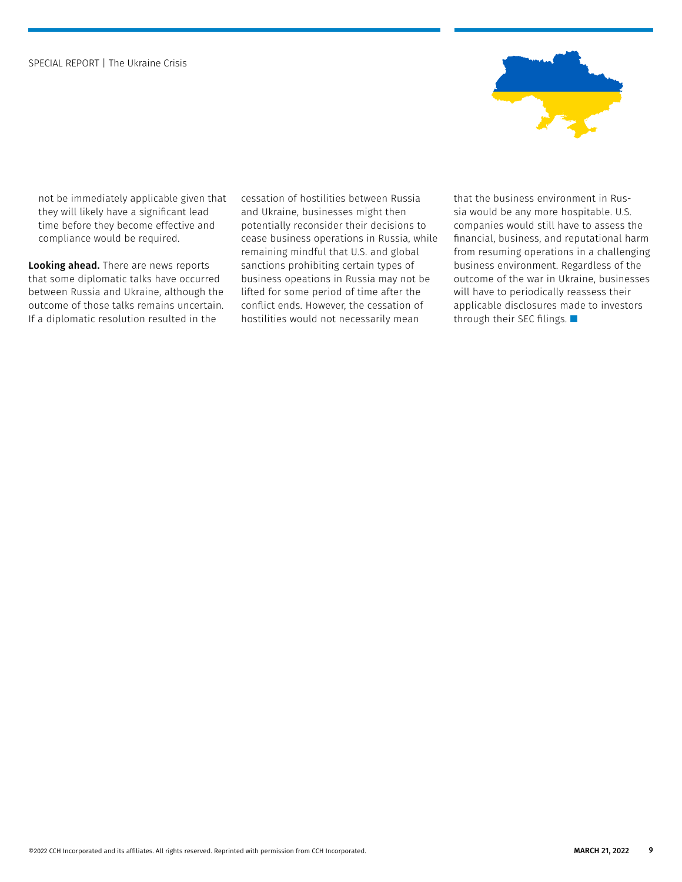not be immediately applicable given that they will likely have a significant lead time before they become effective and compliance would be required.

**Looking ahead.** There are news reports that some diplomatic talks have occurred between Russia and Ukraine, although the outcome of those talks remains uncertain. If a diplomatic resolution resulted in the cessation of hostilities between Russia and Ukraine, businesses might then potentially reconsider their decisions to cease business operations in Russia, while remaining mindful that U.S. and global sanctions prohibiting certain types of business opeations in Russia may not be lifted for some period of time after the conflict ends. However, the cessation of hostilities would not necessarily mean that the business environment in Russia would be any more hospitable. U.S. companies would still have to assess the financial, business, and reputational harm from resuming operations in a challenging business environment. Regardless of the outcome of the war in Ukraine, businesses will have to periodically reassess their applicable disclosures made to investors through their SEC filings. ■